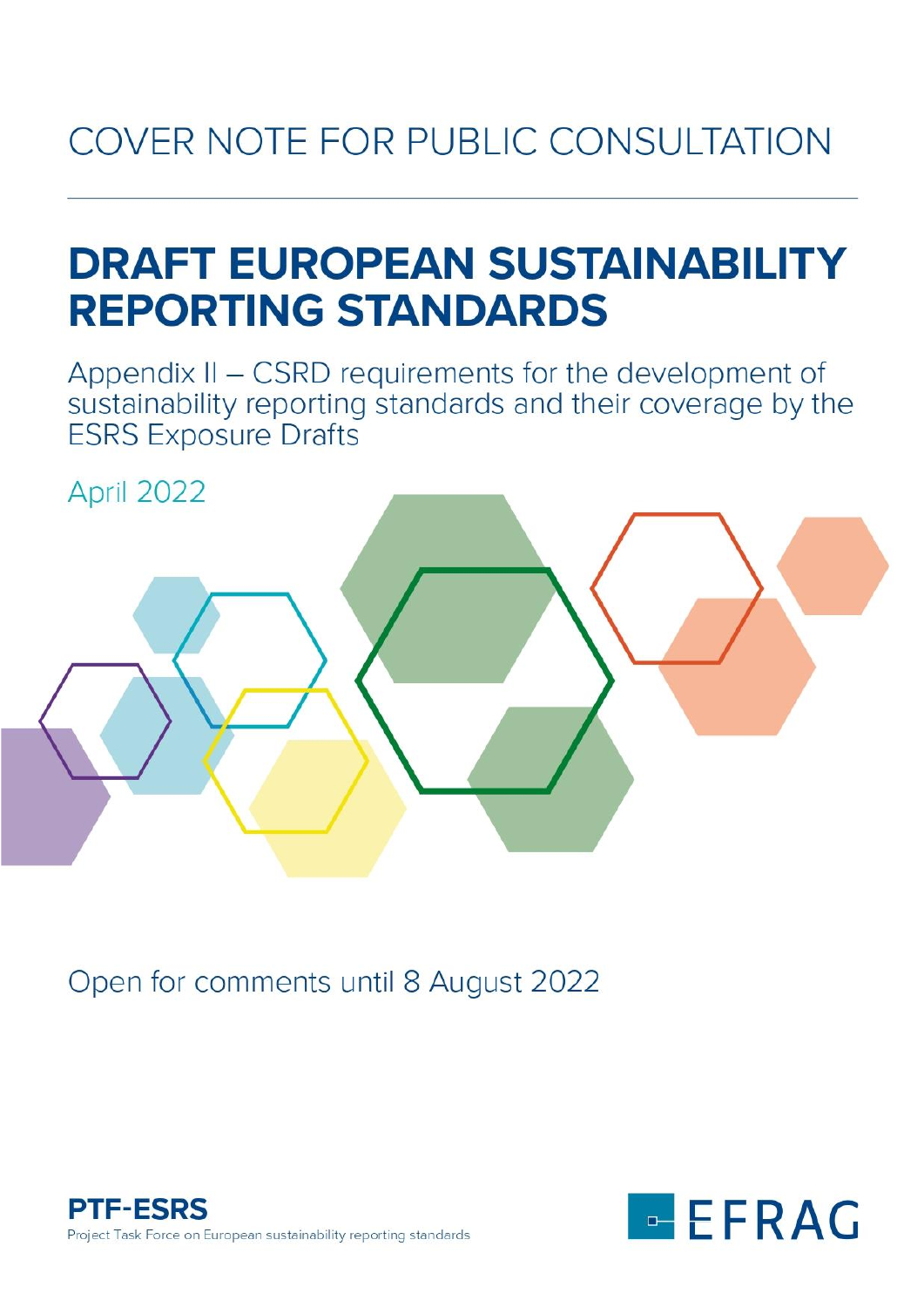# COVER NOTE FOR PUBLIC CONSULTATION

## DRAFT EUROPEAN SUSTAINABILITY REPORTING STANDARDS

Appendix II – CSRD requirements for the development of sustainability reporting standards and their coverage by the ESRS Exposure Drafts

April 2022

Open for comments until 8 August 2022

**PTF-ESRS**
Project Task Force on European sustainability reporting standards

EFRAG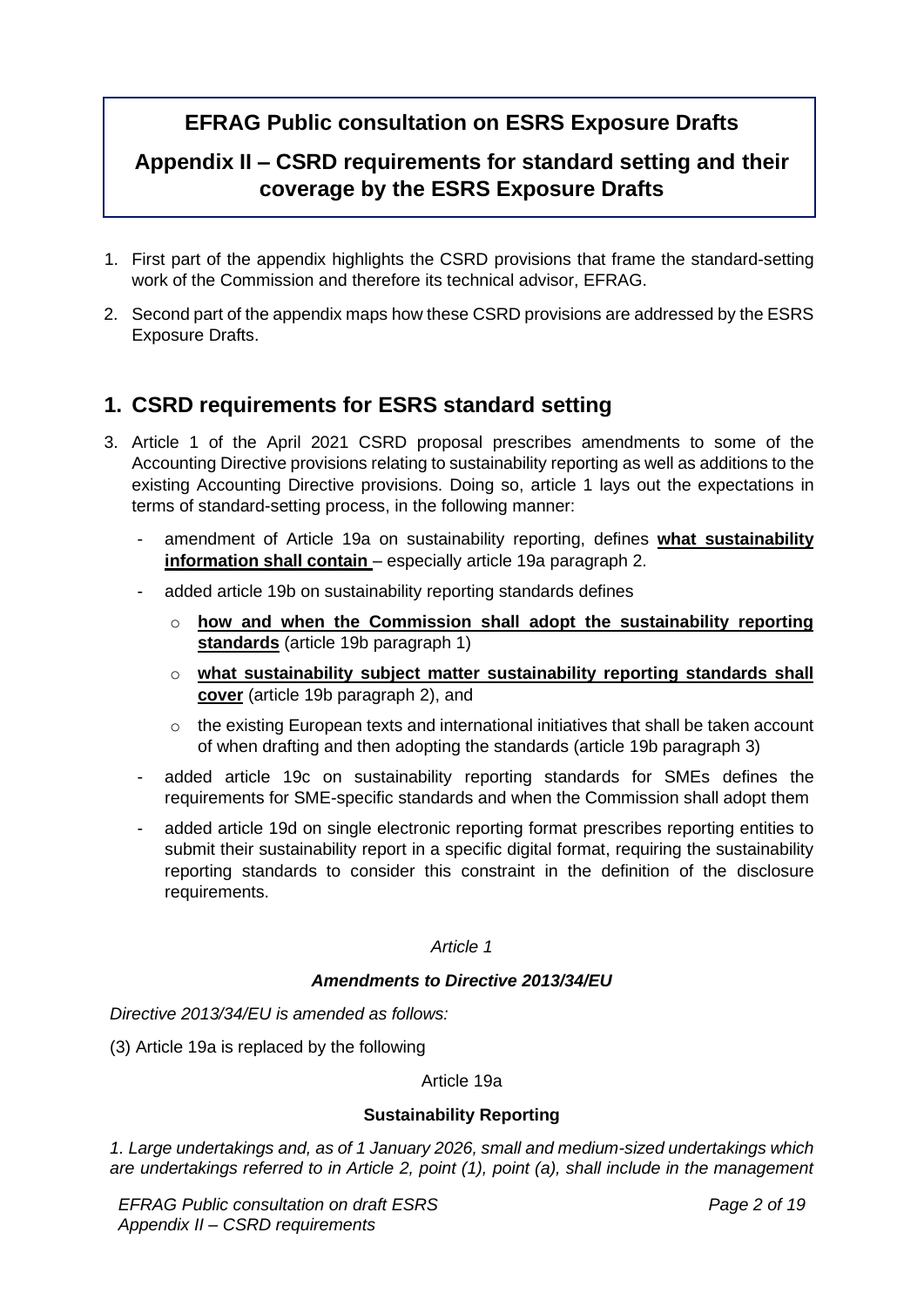**EFRAG Public consultation on ESRS Exposure Drafts**

**Appendix II – CSRD requirements for standard setting and their coverage by the ESRS Exposure Drafts**

1. First part of the appendix highlights the CSRD provisions that frame the standard-setting work of the Commission and therefore its technical advisor, EFRAG.
2. Second part of the appendix maps how these CSRD provisions are addressed by the ESRS Exposure Drafts.

# 1. CSRD requirements for ESRS standard setting

3. Article 1 of the April 2021 CSRD proposal prescribes amendments to some of the Accounting Directive provisions relating to sustainability reporting as well as additions to the existing Accounting Directive provisions. Doing so, article 1 lays out the expectations in terms of standard-setting process, in the following manner:
   - amendment of Article 19a on sustainability reporting, defines **what sustainability information shall contain** – especially article 19a paragraph 2.
   - added article 19b on sustainability reporting standards defines
     - **how and when the Commission shall adopt the sustainability reporting standards** (article 19b paragraph 1)
     - **what sustainability subject matter sustainability reporting standards shall cover** (article 19b paragraph 2), and
     - the existing European texts and international initiatives that shall be taken account of when drafting and then adopting the standards (article 19b paragraph 3)
   - added article 19c on sustainability reporting standards for SMEs defines the requirements for SME-specific standards and when the Commission shall adopt them
   - added article 19d on single electronic reporting format prescribes reporting entities to submit their sustainability report in a specific digital format, requiring the sustainability reporting standards to consider this constraint in the definition of the disclosure requirements.

*Article 1*

***Amendments to Directive 2013/34/EU***

*Directive 2013/34/EU is amended as follows:*

(3) Article 19a is replaced by the following

Article 19a

**Sustainability Reporting**

*1. Large undertakings and, as of 1 January 2026, small and medium-sized undertakings which are undertakings referred to in Article 2, point (1), point (a), shall include in the management*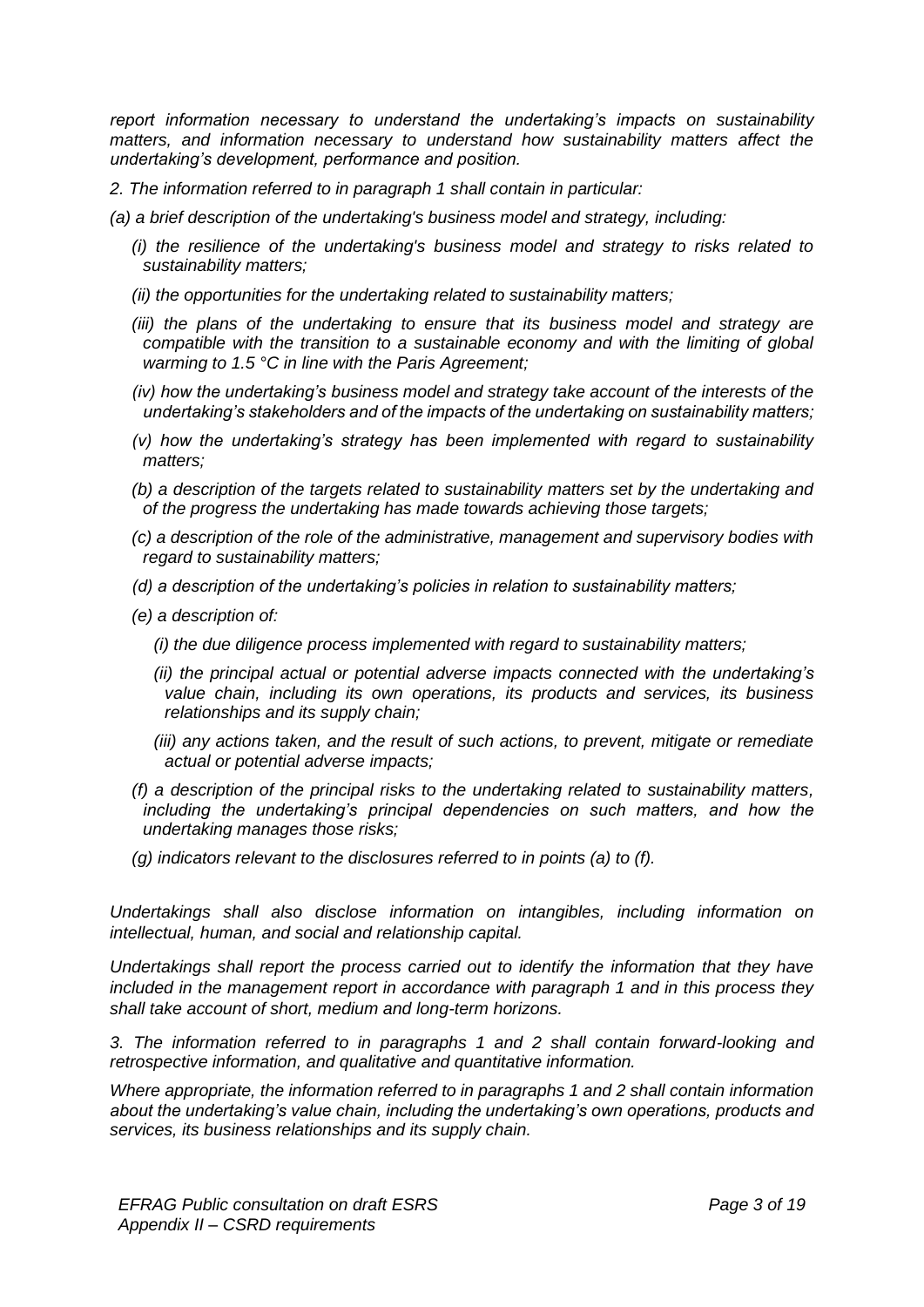*report information necessary to understand the undertaking's impacts on sustainability matters, and information necessary to understand how sustainability matters affect the undertaking's development, performance and position.*

*2. The information referred to in paragraph 1 shall contain in particular:*

*(a) a brief description of the undertaking's business model and strategy, including:*

*(i) the resilience of the undertaking's business model and strategy to risks related to sustainability matters;*

*(ii) the opportunities for the undertaking related to sustainability matters;*

*(iii) the plans of the undertaking to ensure that its business model and strategy are compatible with the transition to a sustainable economy and with the limiting of global warming to 1.5 °C in line with the Paris Agreement;*

*(iv) how the undertaking's business model and strategy take account of the interests of the undertaking's stakeholders and of the impacts of the undertaking on sustainability matters;*

*(v) how the undertaking's strategy has been implemented with regard to sustainability matters;*

*(b) a description of the targets related to sustainability matters set by the undertaking and of the progress the undertaking has made towards achieving those targets;*

*(c) a description of the role of the administrative, management and supervisory bodies with regard to sustainability matters;*

*(d) a description of the undertaking's policies in relation to sustainability matters;*

*(e) a description of:*

*(i) the due diligence process implemented with regard to sustainability matters;*

*(ii) the principal actual or potential adverse impacts connected with the undertaking's value chain, including its own operations, its products and services, its business relationships and its supply chain;*

*(iii) any actions taken, and the result of such actions, to prevent, mitigate or remediate actual or potential adverse impacts;*

*(f) a description of the principal risks to the undertaking related to sustainability matters, including the undertaking's principal dependencies on such matters, and how the undertaking manages those risks;*

*(g) indicators relevant to the disclosures referred to in points (a) to (f).*

*Undertakings shall also disclose information on intangibles, including information on intellectual, human, and social and relationship capital.*

*Undertakings shall report the process carried out to identify the information that they have included in the management report in accordance with paragraph 1 and in this process they shall take account of short, medium and long-term horizons.*

*3. The information referred to in paragraphs 1 and 2 shall contain forward-looking and retrospective information, and qualitative and quantitative information.*

*Where appropriate, the information referred to in paragraphs 1 and 2 shall contain information about the undertaking's value chain, including the undertaking's own operations, products and services, its business relationships and its supply chain.*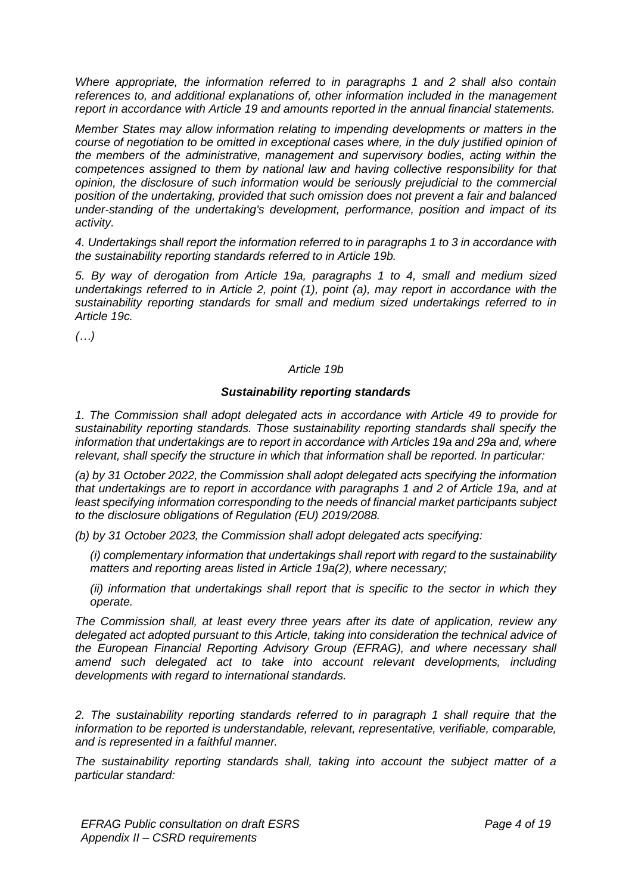*Where appropriate, the information referred to in paragraphs 1 and 2 shall also contain references to, and additional explanations of, other information included in the management report in accordance with Article 19 and amounts reported in the annual financial statements.*

*Member States may allow information relating to impending developments or matters in the course of negotiation to be omitted in exceptional cases where, in the duly justified opinion of the members of the administrative, management and supervisory bodies, acting within the competences assigned to them by national law and having collective responsibility for that opinion, the disclosure of such information would be seriously prejudicial to the commercial position of the undertaking, provided that such omission does not prevent a fair and balanced under-standing of the undertaking's development, performance, position and impact of its activity.*

*4. Undertakings shall report the information referred to in paragraphs 1 to 3 in accordance with the sustainability reporting standards referred to in Article 19b.*

*5. By way of derogation from Article 19a, paragraphs 1 to 4, small and medium sized undertakings referred to in Article 2, point (1), point (a), may report in accordance with the sustainability reporting standards for small and medium sized undertakings referred to in Article 19c.*

*(…)*

*Article 19b*

***Sustainability reporting standards***

*1. The Commission shall adopt delegated acts in accordance with Article 49 to provide for sustainability reporting standards. Those sustainability reporting standards shall specify the information that undertakings are to report in accordance with Articles 19a and 29a and, where relevant, shall specify the structure in which that information shall be reported. In particular:*

*(a) by 31 October 2022, the Commission shall adopt delegated acts specifying the information that undertakings are to report in accordance with paragraphs 1 and 2 of Article 19a, and at least specifying information corresponding to the needs of financial market participants subject to the disclosure obligations of Regulation (EU) 2019/2088.*

*(b) by 31 October 2023, the Commission shall adopt delegated acts specifying:*

*(i) complementary information that undertakings shall report with regard to the sustainability matters and reporting areas listed in Article 19a(2), where necessary;*

*(ii) information that undertakings shall report that is specific to the sector in which they operate.*

*The Commission shall, at least every three years after its date of application, review any delegated act adopted pursuant to this Article, taking into consideration the technical advice of the European Financial Reporting Advisory Group (EFRAG), and where necessary shall amend such delegated act to take into account relevant developments, including developments with regard to international standards.*

*2. The sustainability reporting standards referred to in paragraph 1 shall require that the information to be reported is understandable, relevant, representative, verifiable, comparable, and is represented in a faithful manner.*

*The sustainability reporting standards shall, taking into account the subject matter of a particular standard:*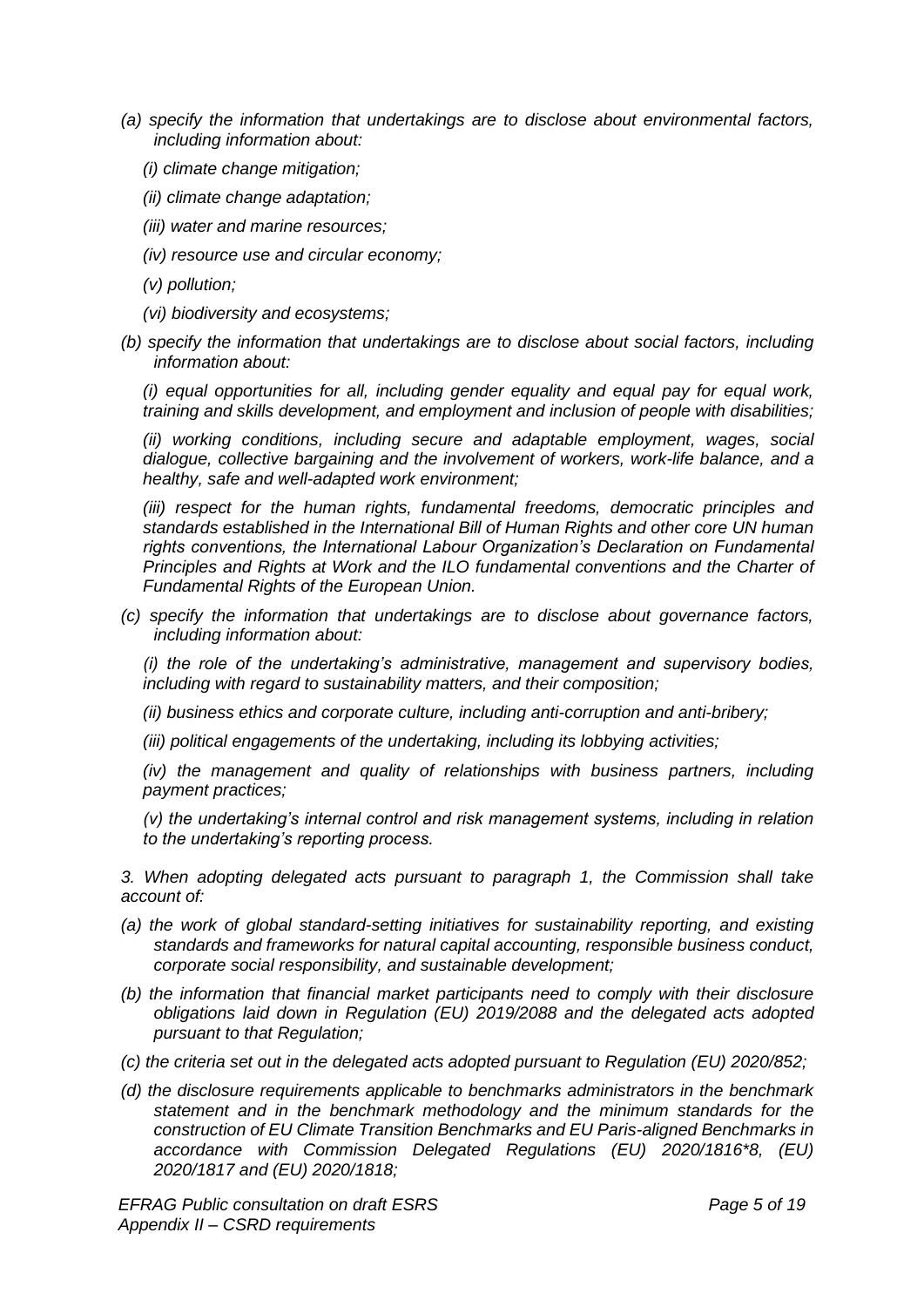*(a) specify the information that undertakings are to disclose about environmental factors, including information about:*

*(i) climate change mitigation;*

*(ii) climate change adaptation;*

*(iii) water and marine resources;*

*(iv) resource use and circular economy;*

*(v) pollution;*

*(vi) biodiversity and ecosystems;*

*(b) specify the information that undertakings are to disclose about social factors, including information about:*

*(i) equal opportunities for all, including gender equality and equal pay for equal work, training and skills development, and employment and inclusion of people with disabilities;*

*(ii) working conditions, including secure and adaptable employment, wages, social dialogue, collective bargaining and the involvement of workers, work-life balance, and a healthy, safe and well-adapted work environment;*

*(iii) respect for the human rights, fundamental freedoms, democratic principles and standards established in the International Bill of Human Rights and other core UN human rights conventions, the International Labour Organization's Declaration on Fundamental Principles and Rights at Work and the ILO fundamental conventions and the Charter of Fundamental Rights of the European Union.*

*(c) specify the information that undertakings are to disclose about governance factors, including information about:*

*(i) the role of the undertaking's administrative, management and supervisory bodies, including with regard to sustainability matters, and their composition;*

*(ii) business ethics and corporate culture, including anti-corruption and anti-bribery;*

*(iii) political engagements of the undertaking, including its lobbying activities;*

*(iv) the management and quality of relationships with business partners, including payment practices;*

*(v) the undertaking's internal control and risk management systems, including in relation to the undertaking's reporting process.*

*3. When adopting delegated acts pursuant to paragraph 1, the Commission shall take account of:*

*(a) the work of global standard-setting initiatives for sustainability reporting, and existing standards and frameworks for natural capital accounting, responsible business conduct, corporate social responsibility, and sustainable development;*

*(b) the information that financial market participants need to comply with their disclosure obligations laid down in Regulation (EU) 2019/2088 and the delegated acts adopted pursuant to that Regulation;*

*(c) the criteria set out in the delegated acts adopted pursuant to Regulation (EU) 2020/852;*

*(d) the disclosure requirements applicable to benchmarks administrators in the benchmark statement and in the benchmark methodology and the minimum standards for the construction of EU Climate Transition Benchmarks and EU Paris-aligned Benchmarks in accordance with Commission Delegated Regulations (EU) 2020/1816*8, (EU) 2020/1817 and (EU) 2020/1818;*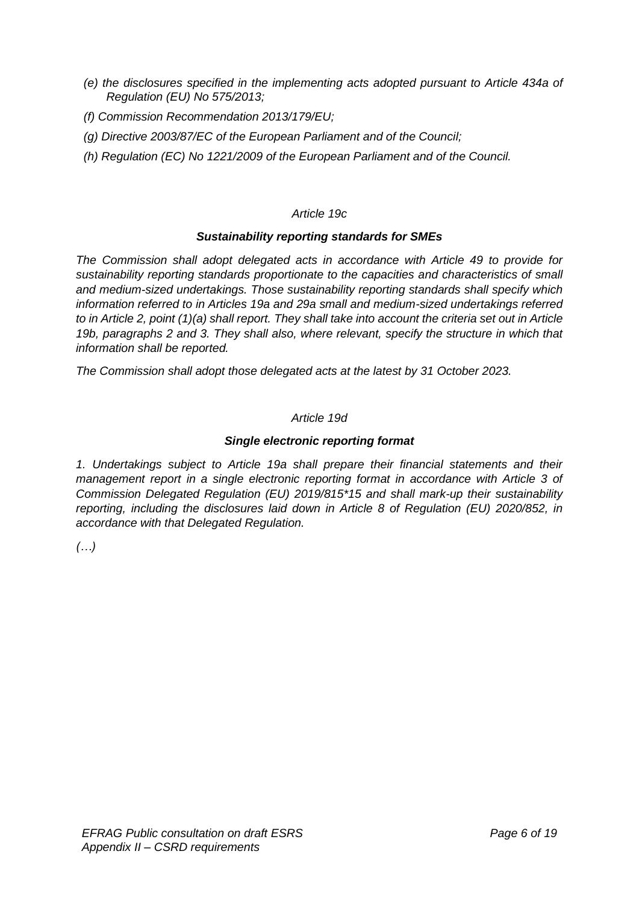*(e) the disclosures specified in the implementing acts adopted pursuant to Article 434a of Regulation (EU) No 575/2013;*

*(f) Commission Recommendation 2013/179/EU;*

*(g) Directive 2003/87/EC of the European Parliament and of the Council;*

*(h) Regulation (EC) No 1221/2009 of the European Parliament and of the Council.*

*Article 19c*

***Sustainability reporting standards for SMEs***

*The Commission shall adopt delegated acts in accordance with Article 49 to provide for sustainability reporting standards proportionate to the capacities and characteristics of small and medium-sized undertakings. Those sustainability reporting standards shall specify which information referred to in Articles 19a and 29a small and medium-sized undertakings referred to in Article 2, point (1)(a) shall report. They shall take into account the criteria set out in Article 19b, paragraphs 2 and 3. They shall also, where relevant, specify the structure in which that information shall be reported.*

*The Commission shall adopt those delegated acts at the latest by 31 October 2023.*

*Article 19d*

***Single electronic reporting format***

*1. Undertakings subject to Article 19a shall prepare their financial statements and their management report in a single electronic reporting format in accordance with Article 3 of Commission Delegated Regulation (EU) 2019/815*15 and shall mark-up their sustainability reporting, including the disclosures laid down in Article 8 of Regulation (EU) 2020/852, in accordance with that Delegated Regulation.*

*(…)*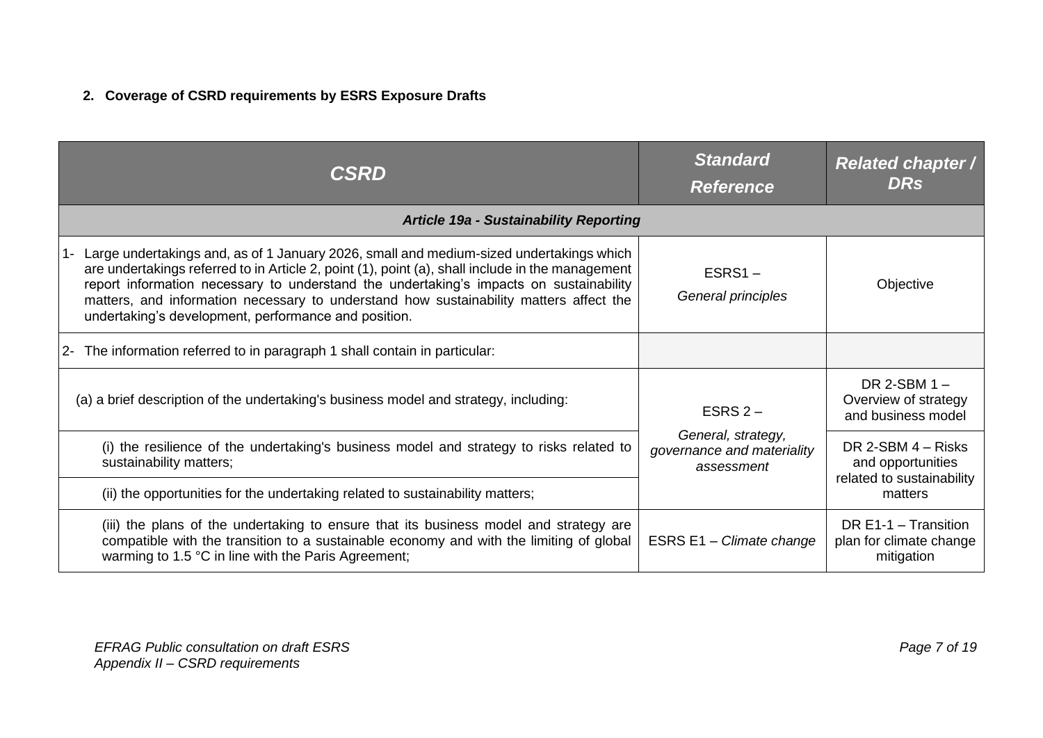**2. Coverage of CSRD requirements by ESRS Exposure Drafts**

| ***CSRD*** | ***Standard Reference*** | ***Related chapter / DRs*** |
|---|---|---|
| ***Article 19a - Sustainability Reporting*** | | |
| 1- Large undertakings and, as of 1 January 2026, small and medium-sized undertakings which are undertakings referred to in Article 2, point (1), point (a), shall include in the management report information necessary to understand the undertaking's impacts on sustainability matters, and information necessary to understand how sustainability matters affect the undertaking's development, performance and position. | ESRS1 – *General principles* | Objective |
| 2- The information referred to in paragraph 1 shall contain in particular: | | |
| (a) a brief description of the undertaking's business model and strategy, including: | ESRS 2 – *General, strategy, governance and materiality assessment* | DR 2-SBM 1 – Overview of strategy and business model |
| (i) the resilience of the undertaking's business model and strategy to risks related to sustainability matters; | | DR 2-SBM 4 – Risks and opportunities related to sustainability matters |
| (ii) the opportunities for the undertaking related to sustainability matters; | | |
| (iii) the plans of the undertaking to ensure that its business model and strategy are compatible with the transition to a sustainable economy and with the limiting of global warming to 1.5 °C in line with the Paris Agreement; | ESRS E1 – *Climate change* | DR E1-1 – Transition plan for climate change mitigation |

*EFRAG Public consultation on draft ESRS*
*Appendix II – CSRD requirements*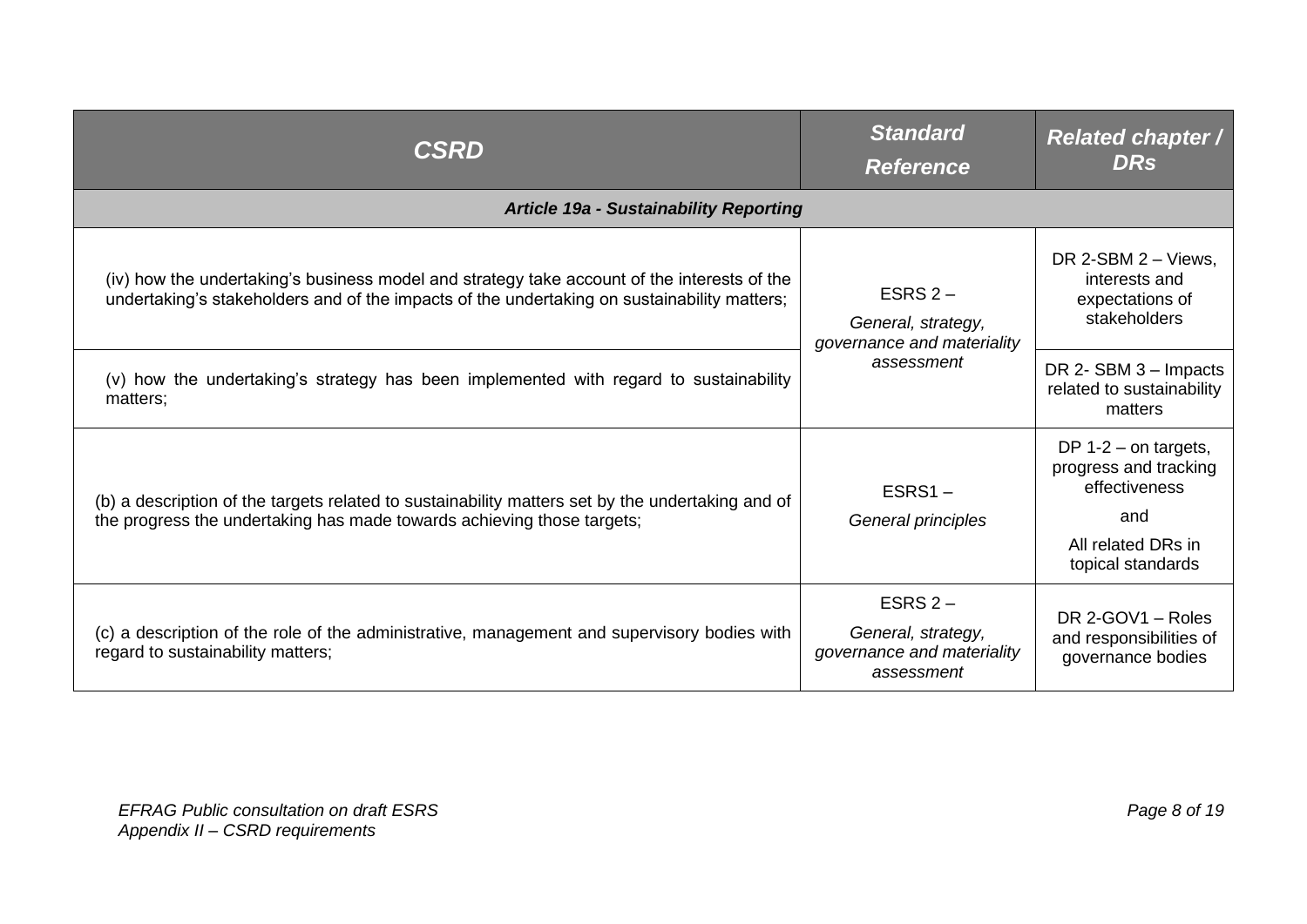| ***CSRD*** | ***Standard Reference*** | ***Related chapter / DRs*** |
|---|---|---|
| ***Article 19a - Sustainability Reporting*** | | |
| (iv) how the undertaking's business model and strategy take account of the interests of the undertaking's stakeholders and of the impacts of the undertaking on sustainability matters; | ESRS 2 – *General, strategy, governance and materiality assessment* | DR 2-SBM 2 – Views, interests and expectations of stakeholders |
| (v) how the undertaking's strategy has been implemented with regard to sustainability matters; | | DR 2- SBM 3 – Impacts related to sustainability matters |
| (b) a description of the targets related to sustainability matters set by the undertaking and of the progress the undertaking has made towards achieving those targets; | ESRS1 – *General principles* | DP 1-2 – on targets, progress and tracking effectiveness and All related DRs in topical standards |
| (c) a description of the role of the administrative, management and supervisory bodies with regard to sustainability matters; | ESRS 2 – *General, strategy, governance and materiality assessment* | DR 2-GOV1 – Roles and responsibilities of governance bodies |

*EFRAG Public consultation on draft ESRS*
*Appendix II – CSRD requirements*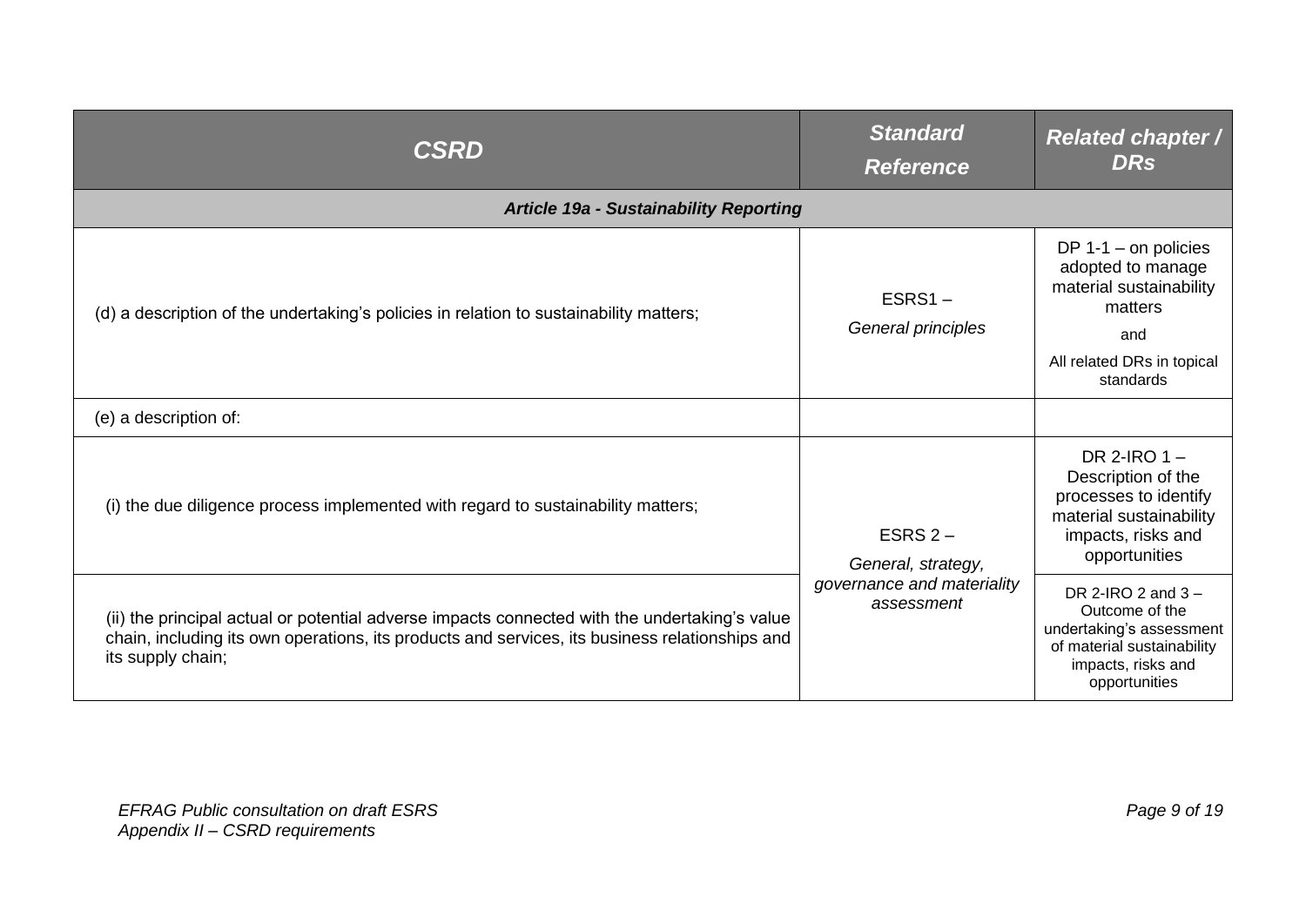| *CSRD* | *Standard Reference* | *Related chapter / DRs* |
|---|---|---|
| ***Article 19a - Sustainability Reporting*** | | |
| (d) a description of the undertaking's policies in relation to sustainability matters; | ESRS1 – *General principles* | DP 1-1 – on policies adopted to manage material sustainability matters and All related DRs in topical standards |
| (e) a description of: | | |
| (i) the due diligence process implemented with regard to sustainability matters; | ESRS 2 – *General, strategy, governance and materiality assessment* | DR 2-IRO 1 – Description of the processes to identify material sustainability impacts, risks and opportunities |
| (ii) the principal actual or potential adverse impacts connected with the undertaking's value chain, including its own operations, its products and services, its business relationships and its supply chain; | | DR 2-IRO 2 and 3 – Outcome of the undertaking's assessment of material sustainability impacts, risks and opportunities |

*EFRAG Public consultation on draft ESRS*
*Appendix II – CSRD requirements*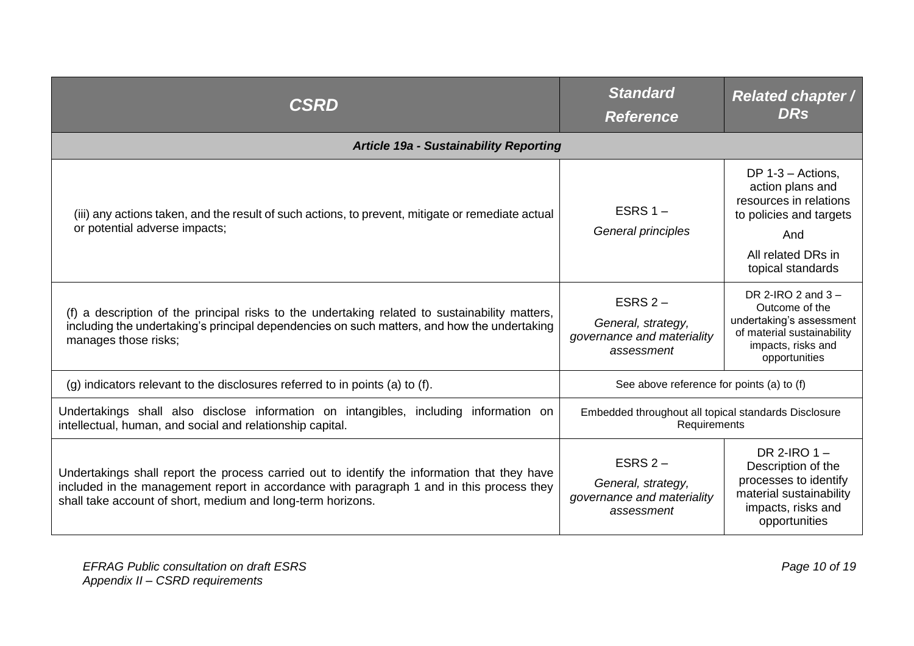| *CSRD* | *Standard Reference* | *Related chapter / DRs* |
|---|---|---|
| ***Article 19a - Sustainability Reporting*** | | |
| (iii) any actions taken, and the result of such actions, to prevent, mitigate or remediate actual or potential adverse impacts; | ESRS 1 – *General principles* | DP 1-3 – Actions, action plans and resources in relations to policies and targets And All related DRs in topical standards |
| (f) a description of the principal risks to the undertaking related to sustainability matters, including the undertaking's principal dependencies on such matters, and how the undertaking manages those risks; | ESRS 2 – *General, strategy, governance and materiality assessment* | DR 2-IRO 2 and 3 – Outcome of the undertaking's assessment of material sustainability impacts, risks and opportunities |
| (g) indicators relevant to the disclosures referred to in points (a) to (f). | See above reference for points (a) to (f) | |
| Undertakings shall also disclose information on intangibles, including information on intellectual, human, and social and relationship capital. | Embedded throughout all topical standards Disclosure Requirements | |
| Undertakings shall report the process carried out to identify the information that they have included in the management report in accordance with paragraph 1 and in this process they shall take account of short, medium and long-term horizons. | ESRS 2 – *General, strategy, governance and materiality assessment* | DR 2-IRO 1 – Description of the processes to identify material sustainability impacts, risks and opportunities |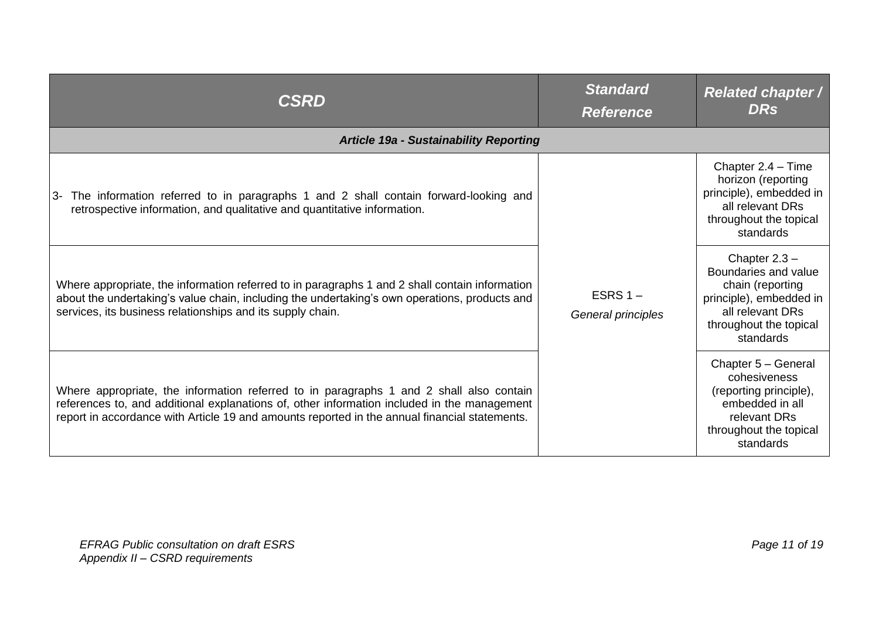| *CSRD* | *Standard Reference* | *Related chapter / DRs* |
|---|---|---|
| ***Article 19a - Sustainability Reporting*** | | |
| 3- The information referred to in paragraphs 1 and 2 shall contain forward-looking and retrospective information, and qualitative and quantitative information. | ESRS 1 – *General principles* | Chapter 2.4 – Time horizon (reporting principle), embedded in all relevant DRs throughout the topical standards |
| Where appropriate, the information referred to in paragraphs 1 and 2 shall contain information about the undertaking's value chain, including the undertaking's own operations, products and services, its business relationships and its supply chain. | | Chapter 2.3 – Boundaries and value chain (reporting principle), embedded in all relevant DRs throughout the topical standards |
| Where appropriate, the information referred to in paragraphs 1 and 2 shall also contain references to, and additional explanations of, other information included in the management report in accordance with Article 19 and amounts reported in the annual financial statements. | | Chapter 5 – General cohesiveness (reporting principle), embedded in all relevant DRs throughout the topical standards |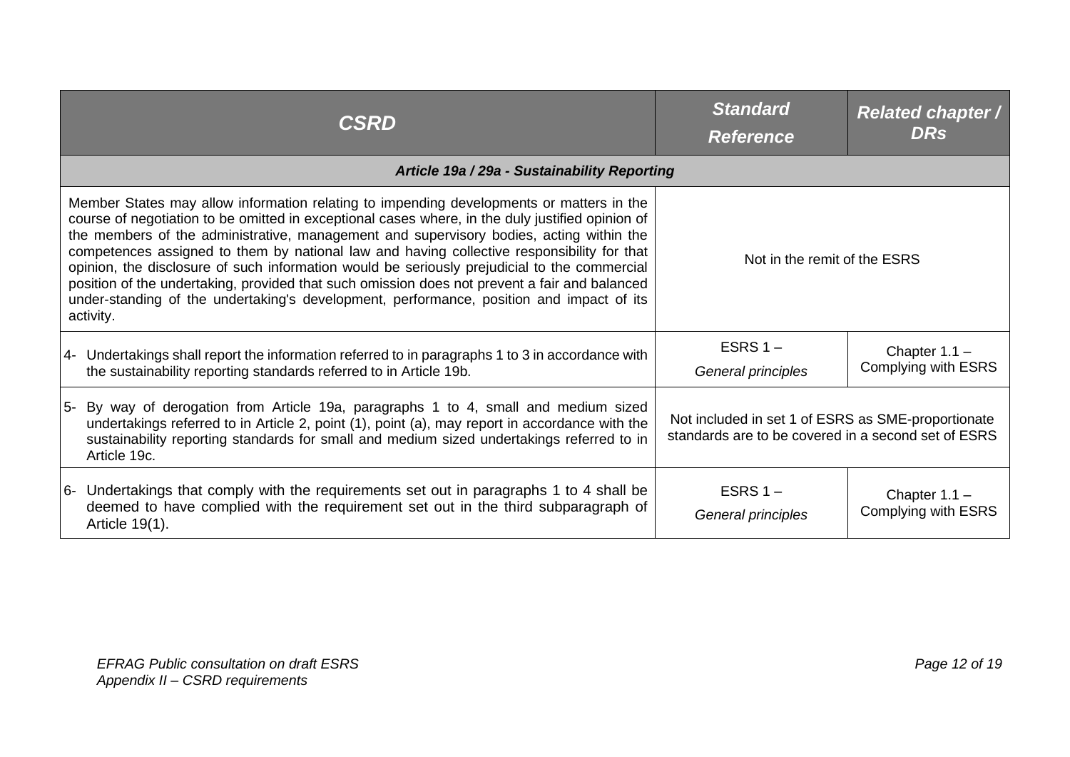| CSRD | Standard Reference | Related chapter / DRs |
|---|---|---|
| ***Article 19a / 29a - Sustainability Reporting*** | | |
| Member States may allow information relating to impending developments or matters in the course of negotiation to be omitted in exceptional cases where, in the duly justified opinion of the members of the administrative, management and supervisory bodies, acting within the competences assigned to them by national law and having collective responsibility for that opinion, the disclosure of such information would be seriously prejudicial to the commercial position of the undertaking, provided that such omission does not prevent a fair and balanced under-standing of the undertaking's development, performance, position and impact of its activity. | Not in the remit of the ESRS | |
| 4- Undertakings shall report the information referred to in paragraphs 1 to 3 in accordance with the sustainability reporting standards referred to in Article 19b. | ESRS 1 – *General principles* | Chapter 1.1 – Complying with ESRS |
| 5- By way of derogation from Article 19a, paragraphs 1 to 4, small and medium sized undertakings referred to in Article 2, point (1), point (a), may report in accordance with the sustainability reporting standards for small and medium sized undertakings referred to in Article 19c. | Not included in set 1 of ESRS as SME-proportionate standards are to be covered in a second set of ESRS | |
| 6- Undertakings that comply with the requirements set out in paragraphs 1 to 4 shall be deemed to have complied with the requirement set out in the third subparagraph of Article 19(1). | ESRS 1 – *General principles* | Chapter 1.1 – Complying with ESRS |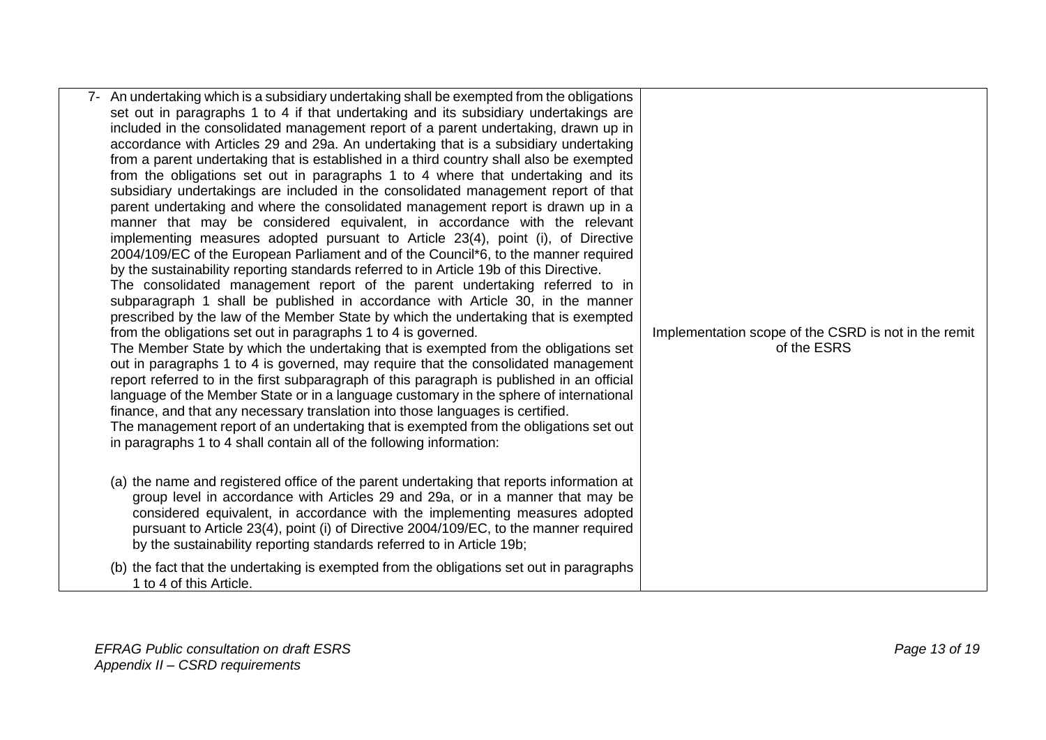| | |
|---|---|
| 7- An undertaking which is a subsidiary undertaking shall be exempted from the obligations set out in paragraphs 1 to 4 if that undertaking and its subsidiary undertakings are included in the consolidated management report of a parent undertaking, drawn up in accordance with Articles 29 and 29a. An undertaking that is a subsidiary undertaking from a parent undertaking that is established in a third country shall also be exempted from the obligations set out in paragraphs 1 to 4 where that undertaking and its subsidiary undertakings are included in the consolidated management report of that parent undertaking and where the consolidated management report is drawn up in a manner that may be considered equivalent, in accordance with the relevant implementing measures adopted pursuant to Article 23(4), point (i), of Directive 2004/109/EC of the European Parliament and of the Council*6, to the manner required by the sustainability reporting standards referred to in Article 19b of this Directive.<br>The consolidated management report of the parent undertaking referred to in subparagraph 1 shall be published in accordance with Article 30, in the manner prescribed by the law of the Member State by which the undertaking that is exempted from the obligations set out in paragraphs 1 to 4 is governed.<br>The Member State by which the undertaking that is exempted from the obligations set out in paragraphs 1 to 4 is governed, may require that the consolidated management report referred to in the first subparagraph of this paragraph is published in an official language of the Member State or in a language customary in the sphere of international finance, and that any necessary translation into those languages is certified.<br>The management report of an undertaking that is exempted from the obligations set out in paragraphs 1 to 4 shall contain all of the following information:<br><br>(a) the name and registered office of the parent undertaking that reports information at group level in accordance with Articles 29 and 29a, or in a manner that may be considered equivalent, in accordance with the implementing measures adopted pursuant to Article 23(4), point (i) of Directive 2004/109/EC, to the manner required by the sustainability reporting standards referred to in Article 19b;<br>(b) the fact that the undertaking is exempted from the obligations set out in paragraphs 1 to 4 of this Article. | Implementation scope of the CSRD is not in the remit of the ESRS |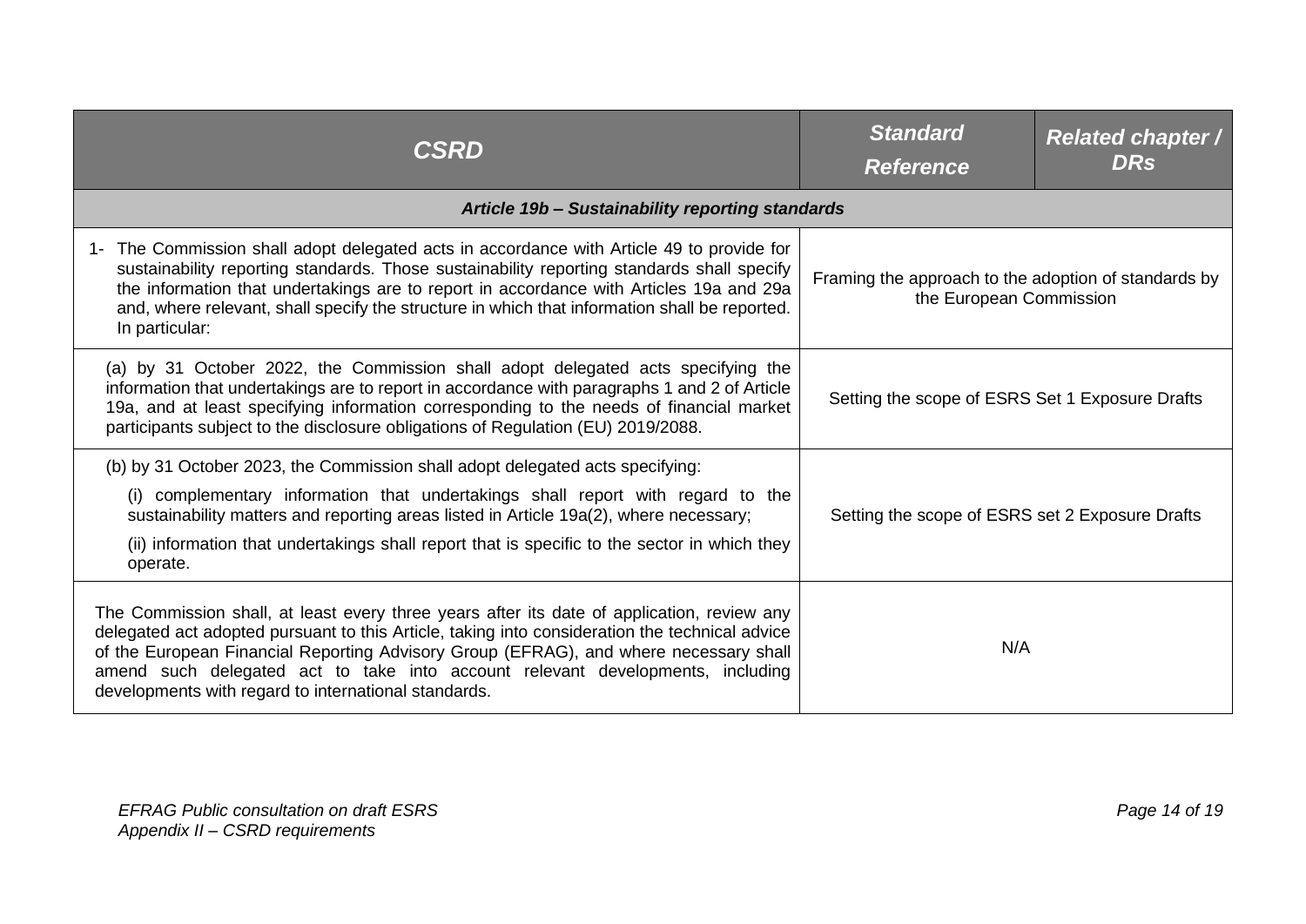| ***CSRD*** | ***Standard Reference*** | ***Related chapter / DRs*** |
| --- | --- | --- |
| ***Article 19b – Sustainability reporting standards*** | | |
| 1- The Commission shall adopt delegated acts in accordance with Article 49 to provide for sustainability reporting standards. Those sustainability reporting standards shall specify the information that undertakings are to report in accordance with Articles 19a and 29a and, where relevant, shall specify the structure in which that information shall be reported. In particular: | Framing the approach to the adoption of standards by the European Commission | |
| (a) by 31 October 2022, the Commission shall adopt delegated acts specifying the information that undertakings are to report in accordance with paragraphs 1 and 2 of Article 19a, and at least specifying information corresponding to the needs of financial market participants subject to the disclosure obligations of Regulation (EU) 2019/2088. | Setting the scope of ESRS Set 1 Exposure Drafts | |
| (b) by 31 October 2023, the Commission shall adopt delegated acts specifying:<br>(i) complementary information that undertakings shall report with regard to the sustainability matters and reporting areas listed in Article 19a(2), where necessary;<br>(ii) information that undertakings shall report that is specific to the sector in which they operate. | Setting the scope of ESRS set 2 Exposure Drafts | |
| The Commission shall, at least every three years after its date of application, review any delegated act adopted pursuant to this Article, taking into consideration the technical advice of the European Financial Reporting Advisory Group (EFRAG), and where necessary shall amend such delegated act to take into account relevant developments, including developments with regard to international standards. | N/A | |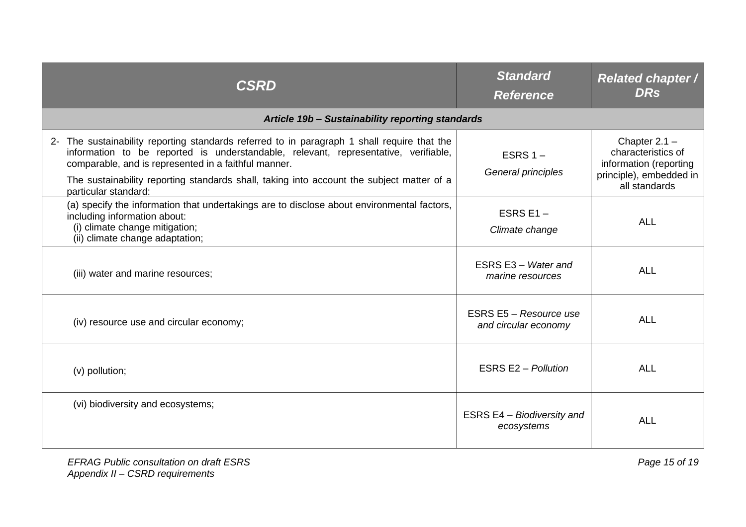| ***CSRD*** | ***Standard Reference*** | ***Related chapter / DRs*** |
|---|---|---|
| ***Article 19b – Sustainability reporting standards*** | | |
| 2- The sustainability reporting standards referred to in paragraph 1 shall require that the information to be reported is understandable, relevant, representative, verifiable, comparable, and is represented in a faithful manner.<br><br>The sustainability reporting standards shall, taking into account the subject matter of a particular standard: | ESRS 1 – *General principles* | Chapter 2.1 – characteristics of information (reporting principle), embedded in all standards |
| (a) specify the information that undertakings are to disclose about environmental factors, including information about:<br>(i) climate change mitigation;<br>(ii) climate change adaptation; | ESRS E1 – *Climate change* | ALL |
| (iii) water and marine resources; | ESRS E3 – *Water and marine resources* | ALL |
| (iv) resource use and circular economy; | ESRS E5 – *Resource use and circular economy* | ALL |
| (v) pollution; | ESRS E2 – *Pollution* | ALL |
| (vi) biodiversity and ecosystems; | ESRS E4 – *Biodiversity and ecosystems* | ALL |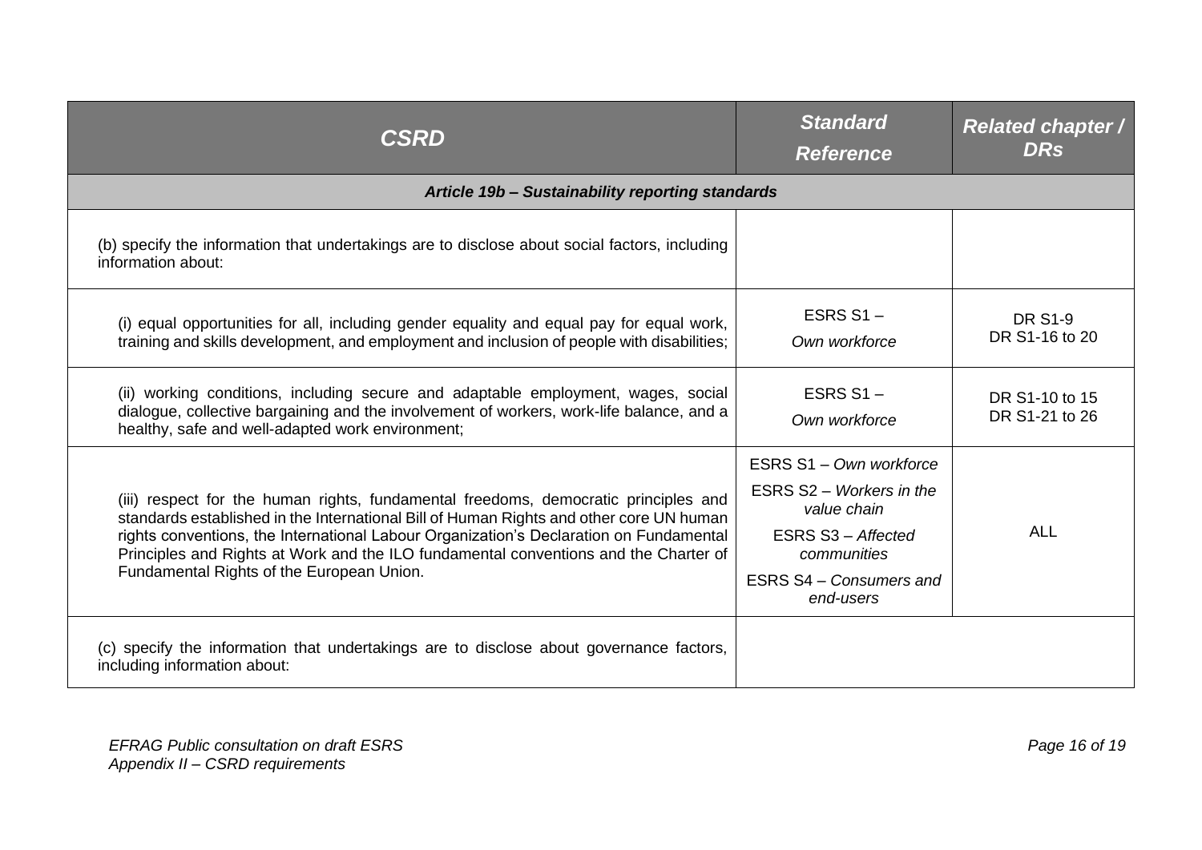| ***CSRD*** | ***Standard Reference*** | ***Related chapter / DRs*** |
|---|---|---|
| ***Article 19b – Sustainability reporting standards*** | | |
| (b) specify the information that undertakings are to disclose about social factors, including information about: | | |
| (i) equal opportunities for all, including gender equality and equal pay for equal work, training and skills development, and employment and inclusion of people with disabilities; | ESRS S1 – *Own workforce* | DR S1-9<br>DR S1-16 to 20 |
| (ii) working conditions, including secure and adaptable employment, wages, social dialogue, collective bargaining and the involvement of workers, work-life balance, and a healthy, safe and well-adapted work environment; | ESRS S1 – *Own workforce* | DR S1-10 to 15<br>DR S1-21 to 26 |
| (iii) respect for the human rights, fundamental freedoms, democratic principles and standards established in the International Bill of Human Rights and other core UN human rights conventions, the International Labour Organization's Declaration on Fundamental Principles and Rights at Work and the ILO fundamental conventions and the Charter of Fundamental Rights of the European Union. | ESRS S1 – *Own workforce*<br>ESRS S2 – *Workers in the value chain*<br>ESRS S3 – *Affected communities*<br>ESRS S4 – *Consumers and end-users* | ALL |
| (c) specify the information that undertakings are to disclose about governance factors, including information about: | | |

*EFRAG Public consultation on draft ESRS*
*Appendix II – CSRD requirements*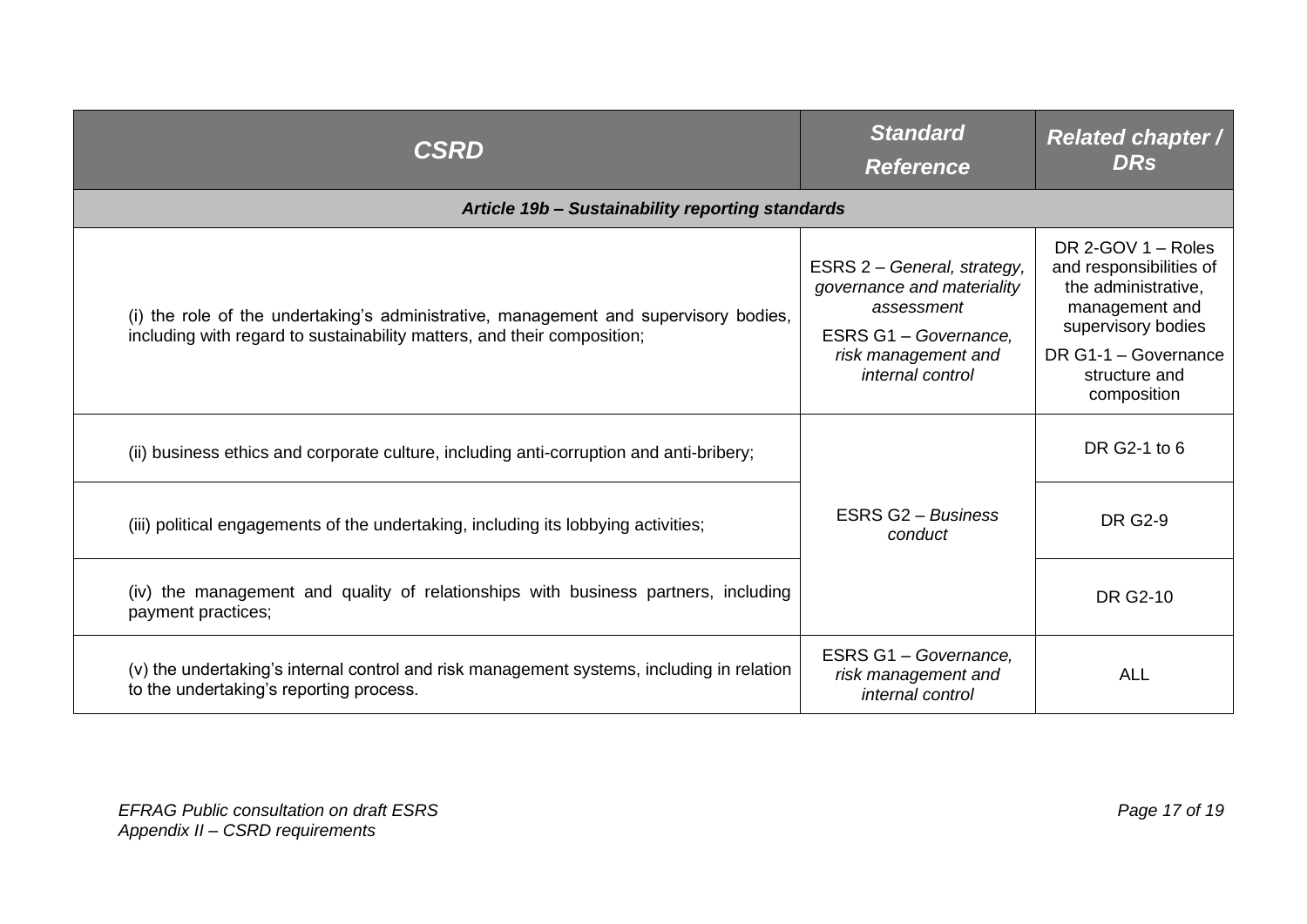| ***CSRD*** | ***Standard Reference*** | ***Related chapter / DRs*** |
|---|---|---|
| ***Article 19b – Sustainability reporting standards*** | | |
| (i) the role of the undertaking's administrative, management and supervisory bodies, including with regard to sustainability matters, and their composition; | ESRS 2 – *General, strategy, governance and materiality assessment*<br>ESRS G1 – *Governance, risk management and internal control* | DR 2-GOV 1 – Roles and responsibilities of the administrative, management and supervisory bodies<br>DR G1-1 – Governance structure and composition |
| (ii) business ethics and corporate culture, including anti-corruption and anti-bribery; | ESRS G2 – *Business conduct* | DR G2-1 to 6 |
| (iii) political engagements of the undertaking, including its lobbying activities; | ESRS G2 – *Business conduct* | DR G2-9 |
| (iv) the management and quality of relationships with business partners, including payment practices; | ESRS G2 – *Business conduct* | DR G2-10 |
| (v) the undertaking's internal control and risk management systems, including in relation to the undertaking's reporting process. | ESRS G1 – *Governance, risk management and internal control* | ALL |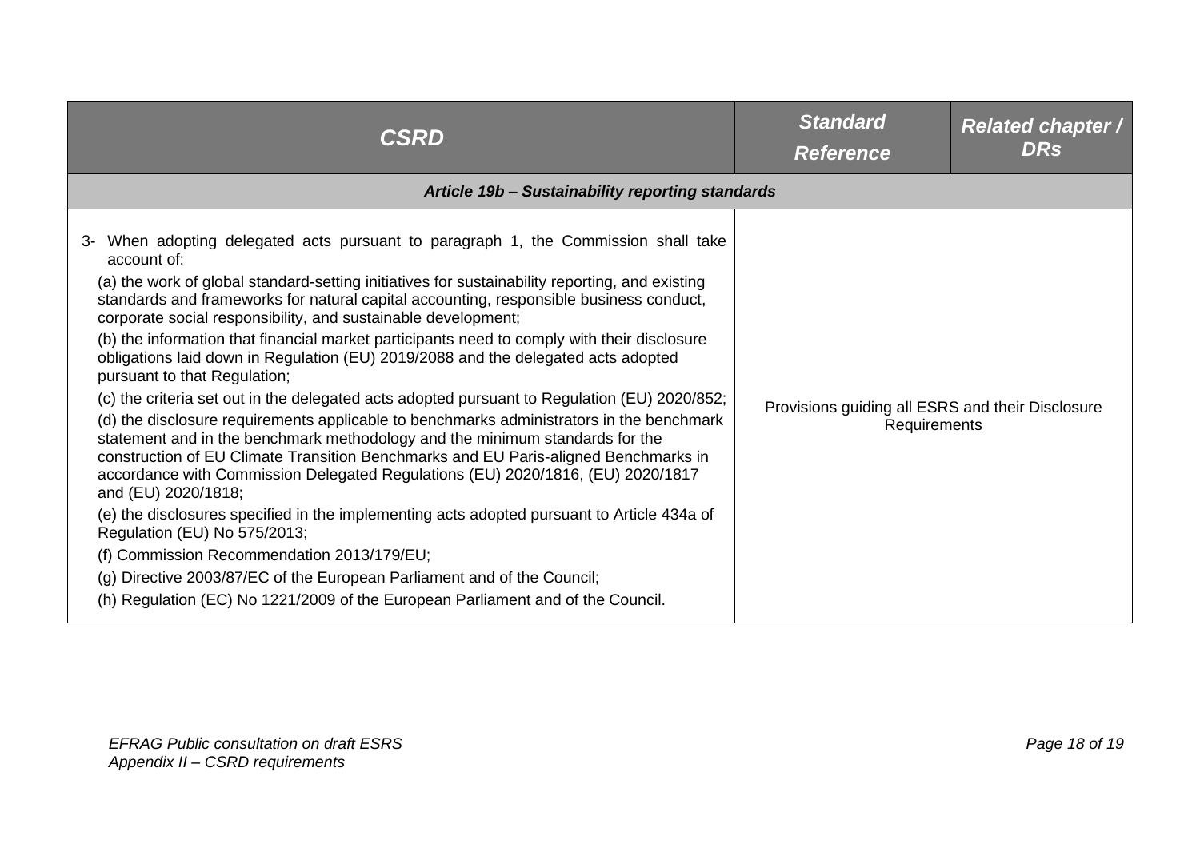| CSRD | Standard Reference | Related chapter / DRs |
| --- | --- | --- |
| ***Article 19b – Sustainability reporting standards*** | | |
| 3- When adopting delegated acts pursuant to paragraph 1, the Commission shall take account of:<br>(a) the work of global standard-setting initiatives for sustainability reporting, and existing standards and frameworks for natural capital accounting, responsible business conduct, corporate social responsibility, and sustainable development;<br>(b) the information that financial market participants need to comply with their disclosure obligations laid down in Regulation (EU) 2019/2088 and the delegated acts adopted pursuant to that Regulation;<br>(c) the criteria set out in the delegated acts adopted pursuant to Regulation (EU) 2020/852;<br>(d) the disclosure requirements applicable to benchmarks administrators in the benchmark statement and in the benchmark methodology and the minimum standards for the construction of EU Climate Transition Benchmarks and EU Paris-aligned Benchmarks in accordance with Commission Delegated Regulations (EU) 2020/1816, (EU) 2020/1817 and (EU) 2020/1818;<br>(e) the disclosures specified in the implementing acts adopted pursuant to Article 434a of Regulation (EU) No 575/2013;<br>(f) Commission Recommendation 2013/179/EU;<br>(g) Directive 2003/87/EC of the European Parliament and of the Council;<br>(h) Regulation (EC) No 1221/2009 of the European Parliament and of the Council. | Provisions guiding all ESRS and their Disclosure Requirements | |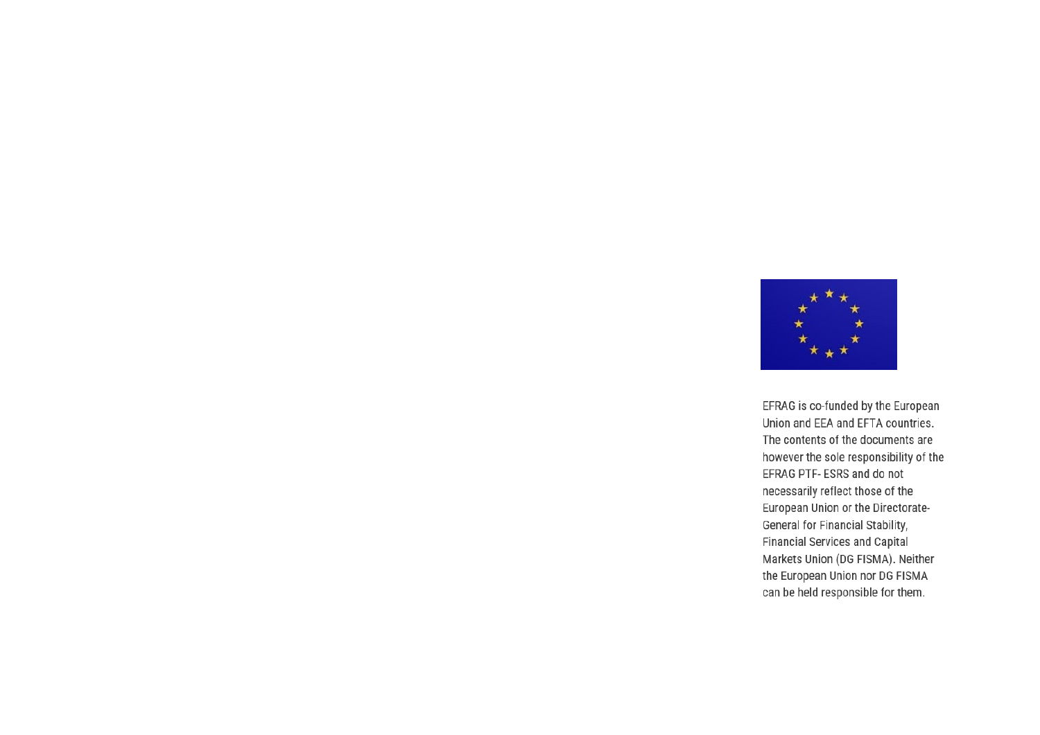EFRAG is co-funded by the European Union and EEA and EFTA countries. The contents of the documents are however the sole responsibility of the EFRAG PTF- ESRS and do not necessarily reflect those of the European Union or the Directorate-General for Financial Stability, Financial Services and Capital Markets Union (DG FISMA). Neither the European Union nor DG FISMA can be held responsible for them.